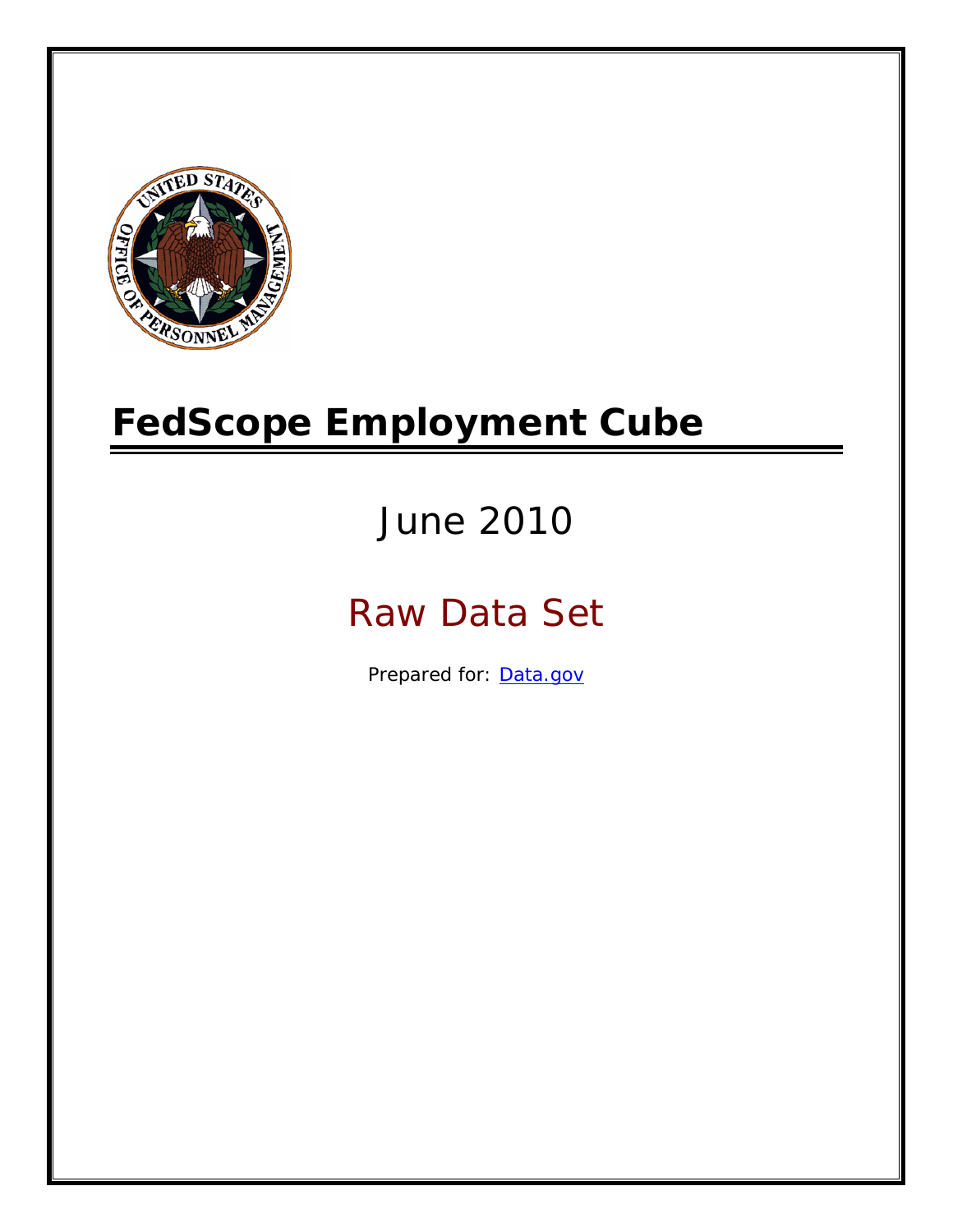# FedScope Employment Cube

June 2010

Raw Data Set

Prepared for: [Data.gov](Data.gov)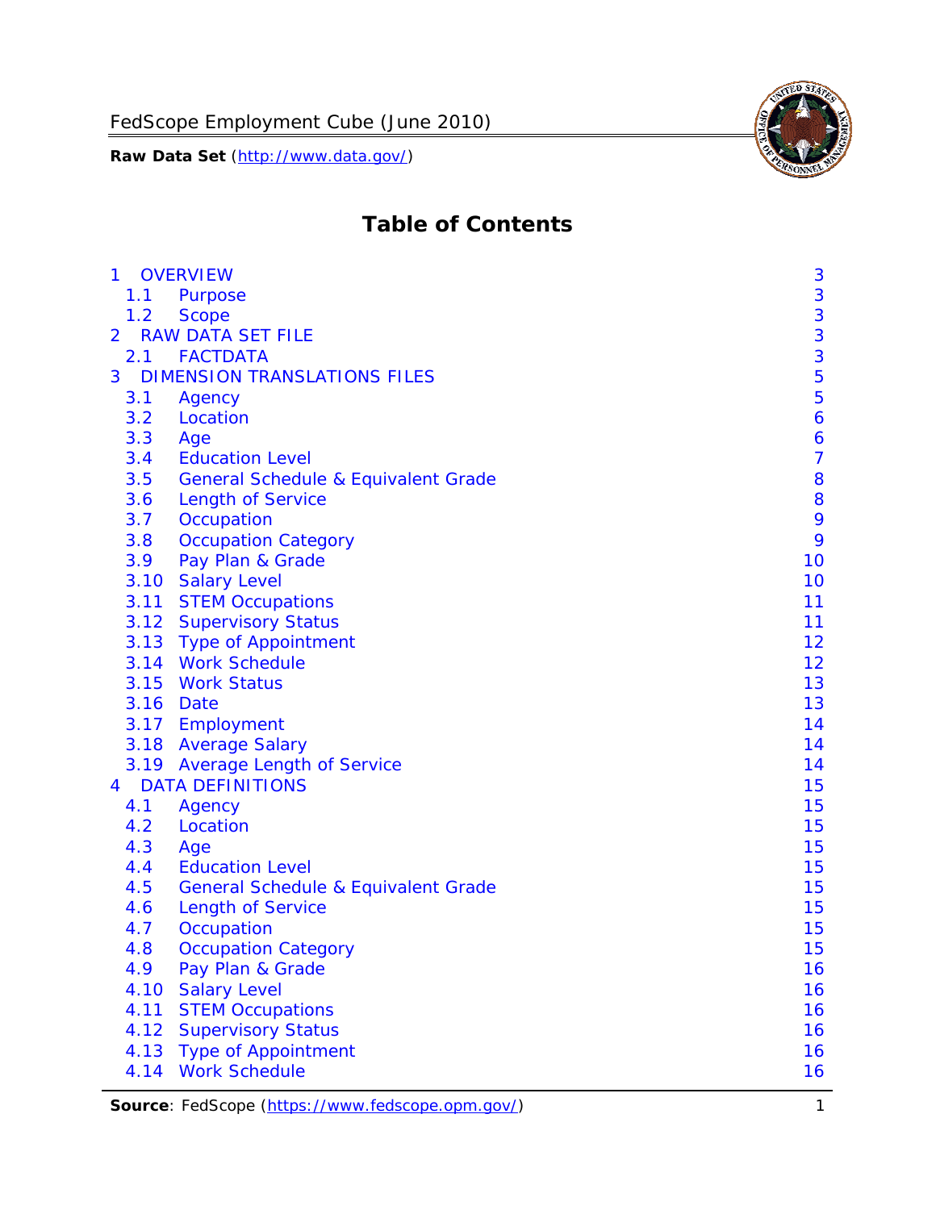# Table of Contents

| | | |
|---|---|---|
| 1 | OVERVIEW | 3 |
| 1.1 | Purpose | 3 |
| 1.2 | Scope | 3 |
| 2 | RAW DATA SET FILE | 3 |
| 2.1 | FACTDATA | 3 |
| 3 | DIMENSION TRANSLATIONS FILES | 5 |
| 3.1 | Agency | 5 |
| 3.2 | Location | 6 |
| 3.3 | Age | 6 |
| 3.4 | Education Level | 7 |
| 3.5 | General Schedule & Equivalent Grade | 8 |
| 3.6 | Length of Service | 8 |
| 3.7 | Occupation | 9 |
| 3.8 | Occupation Category | 9 |
| 3.9 | Pay Plan & Grade | 10 |
| 3.10 | Salary Level | 10 |
| 3.11 | STEM Occupations | 11 |
| 3.12 | Supervisory Status | 11 |
| 3.13 | Type of Appointment | 12 |
| 3.14 | Work Schedule | 12 |
| 3.15 | Work Status | 13 |
| 3.16 | Date | 13 |
| 3.17 | Employment | 14 |
| 3.18 | Average Salary | 14 |
| 3.19 | Average Length of Service | 14 |
| 4 | DATA DEFINITIONS | 15 |
| 4.1 | Agency | 15 |
| 4.2 | Location | 15 |
| 4.3 | Age | 15 |
| 4.4 | Education Level | 15 |
| 4.5 | General Schedule & Equivalent Grade | 15 |
| 4.6 | Length of Service | 15 |
| 4.7 | Occupation | 15 |
| 4.8 | Occupation Category | 15 |
| 4.9 | Pay Plan & Grade | 16 |
| 4.10 | Salary Level | 16 |
| 4.11 | STEM Occupations | 16 |
| 4.12 | Supervisory Status | 16 |
| 4.13 | Type of Appointment | 16 |
| 4.14 | Work Schedule | 16 |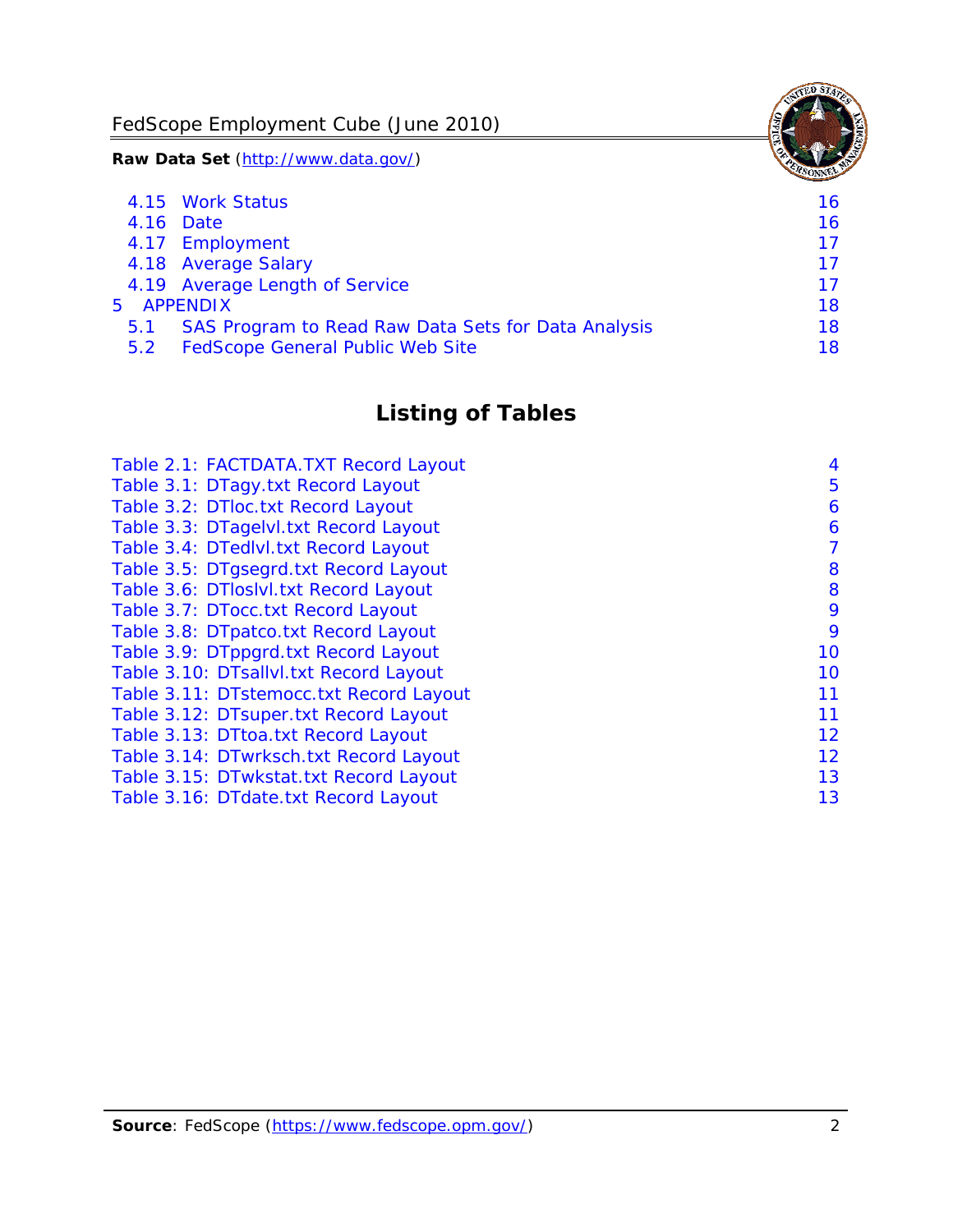4.15 Work Status 16
4.16 Date 16
4.17 Employment 17
4.18 Average Salary 17
4.19 Average Length of Service 17
5 APPENDIX 18
5.1 SAS Program to Read Raw Data Sets for Data Analysis 18
5.2 FedScope General Public Web Site 18

## Listing of Tables

Table 2.1: FACTDATA.TXT Record Layout 4
Table 3.1: DTagy.txt Record Layout 5
Table 3.2: DTloc.txt Record Layout 6
Table 3.3: DTagelvl.txt Record Layout 6
Table 3.4: DTedlvl.txt Record Layout 7
Table 3.5: DTgsegrd.txt Record Layout 8
Table 3.6: DTloslvl.txt Record Layout 8
Table 3.7: DTocc.txt Record Layout 9
Table 3.8: DTpatco.txt Record Layout 9
Table 3.9: DTppgrd.txt Record Layout 10
Table 3.10: DTsallvl.txt Record Layout 10
Table 3.11: DTstemocc.txt Record Layout 11
Table 3.12: DTsuper.txt Record Layout 11
Table 3.13: DTtoa.txt Record Layout 12
Table 3.14: DTwrksch.txt Record Layout 12
Table 3.15: DTwkstat.txt Record Layout 13
Table 3.16: DTdate.txt Record Layout 13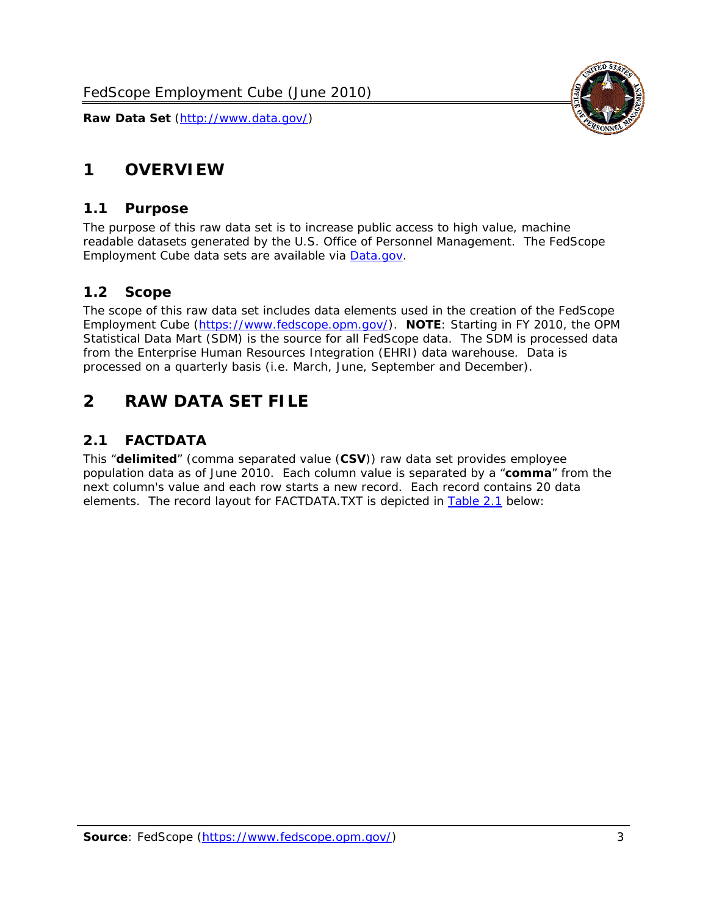# 1 OVERVIEW

## 1.1 Purpose

The purpose of this raw data set is to increase public access to high value, machine readable datasets generated by the U.S. Office of Personnel Management. The FedScope Employment Cube data sets are available via Data.gov.

## 1.2 Scope

The scope of this raw data set includes data elements used in the creation of the FedScope Employment Cube (https://www.fedscope.opm.gov/). **NOTE**: Starting in FY 2010, the OPM Statistical Data Mart (SDM) is the source for all FedScope data. The SDM is processed data from the Enterprise Human Resources Integration (EHRI) data warehouse. Data is processed on a quarterly basis (i.e. March, June, September and December).

# 2 RAW DATA SET FILE

## 2.1 FACTDATA

This "**delimited**" (comma separated value (**CSV**)) raw data set provides employee population data as of June 2010. Each column value is separated by a "**comma**" from the next column's value and each row starts a new record. Each record contains 20 data elements. The record layout for FACTDATA.TXT is depicted in Table 2.1 below: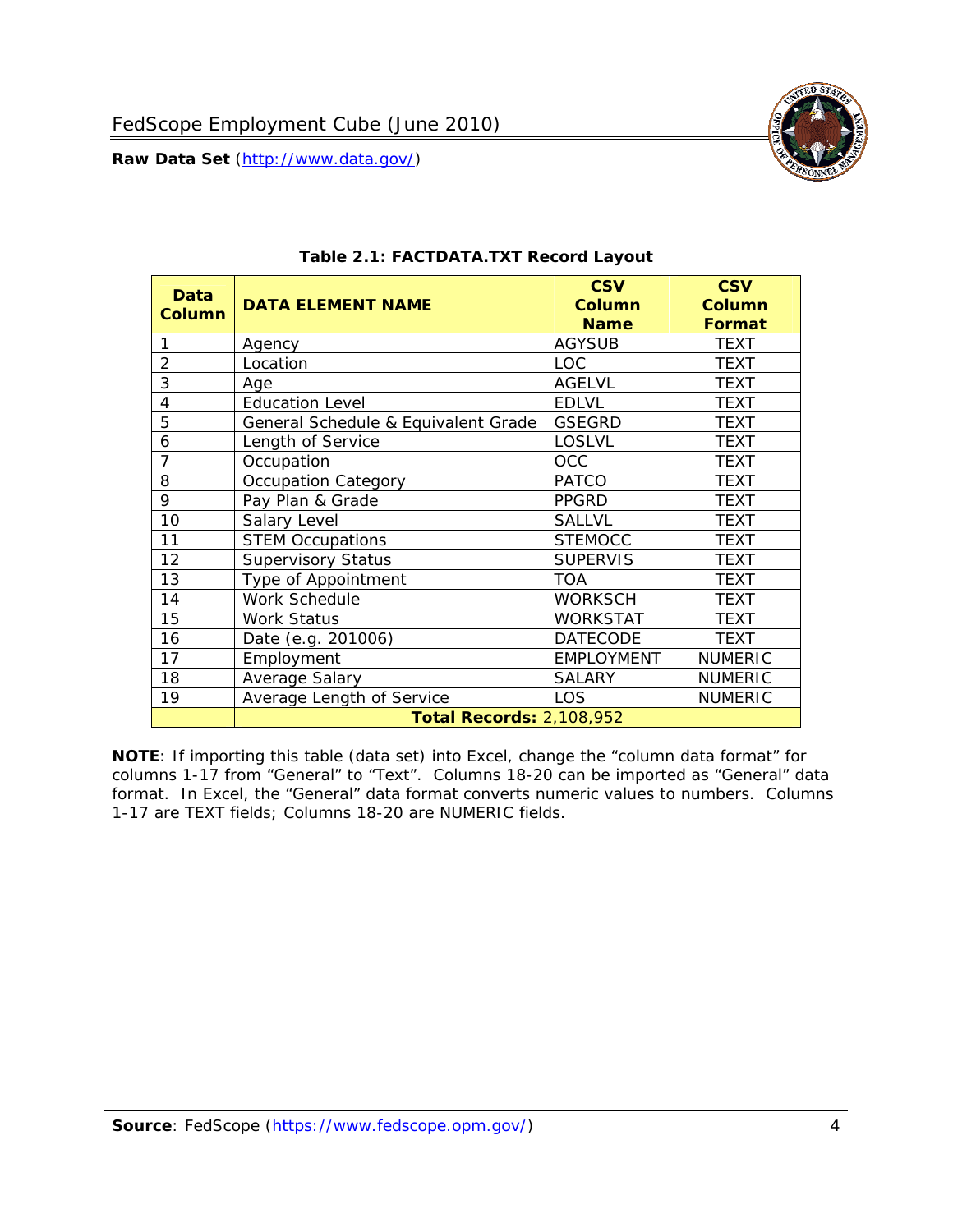**Table 2.1: FACTDATA.TXT Record Layout**

| Data Column | DATA ELEMENT NAME | CSV Column Name | CSV Column Format |
|---|---|---|---|
| 1 | Agency | AGYSUB | TEXT |
| 2 | Location | LOC | TEXT |
| 3 | Age | AGELVL | TEXT |
| 4 | Education Level | EDLVL | TEXT |
| 5 | General Schedule & Equivalent Grade | GSEGRD | TEXT |
| 6 | Length of Service | LOSLVL | TEXT |
| 7 | Occupation | OCC | TEXT |
| 8 | Occupation Category | PATCO | TEXT |
| 9 | Pay Plan & Grade | PPGRD | TEXT |
| 10 | Salary Level | SALLVL | TEXT |
| 11 | STEM Occupations | STEMOCC | TEXT |
| 12 | Supervisory Status | SUPERVIS | TEXT |
| 13 | Type of Appointment | TOA | TEXT |
| 14 | Work Schedule | WORKSCH | TEXT |
| 15 | Work Status | WORKSTAT | TEXT |
| 16 | Date (e.g. 201006) | DATECODE | TEXT |
| 17 | Employment | EMPLOYMENT | NUMERIC |
| 18 | Average Salary | SALARY | NUMERIC |
| 19 | Average Length of Service | LOS | NUMERIC |
| | **Total Records:** 2,108,952 | | |

**NOTE**: If importing this table (data set) into Excel, change the "column data format" for columns 1-17 from "General" to "Text". Columns 18-20 can be imported as "General" data format. In Excel, the "General" data format converts numeric values to numbers. Columns 1-17 are TEXT fields; Columns 18-20 are NUMERIC fields.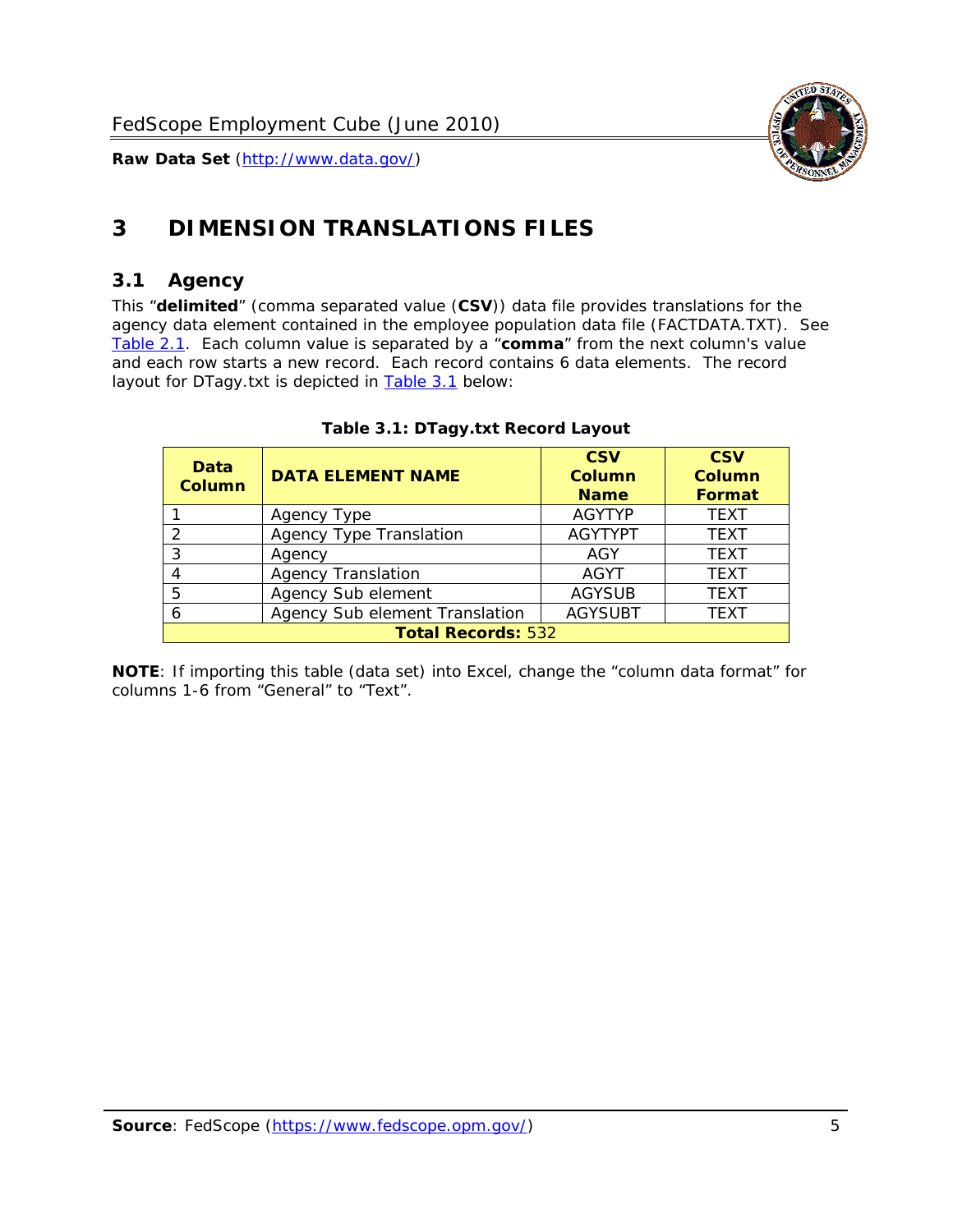# 3 DIMENSION TRANSLATIONS FILES

## 3.1 Agency

This "**delimited**" (comma separated value (**CSV**)) data file provides translations for the agency data element contained in the employee population data file (FACTDATA.TXT). See Table 2.1. Each column value is separated by a "**comma**" from the next column's value and each row starts a new record. Each record contains 6 data elements. The record layout for DTagy.txt is depicted in Table 3.1 below:

**Table 3.1: DTagy.txt Record Layout**

| Data Column | DATA ELEMENT NAME | CSV Column Name | CSV Column Format |
|---|---|---|---|
| 1 | Agency Type | AGYTYP | TEXT |
| 2 | Agency Type Translation | AGYTYPT | TEXT |
| 3 | Agency | AGY | TEXT |
| 4 | Agency Translation | AGYT | TEXT |
| 5 | Agency Sub element | AGYSUB | TEXT |
| 6 | Agency Sub element Translation | AGYSUBT | TEXT |
| **Total Records:** 532 | | | |

**NOTE**: If importing this table (data set) into Excel, change the "column data format" for columns 1-6 from "General" to "Text".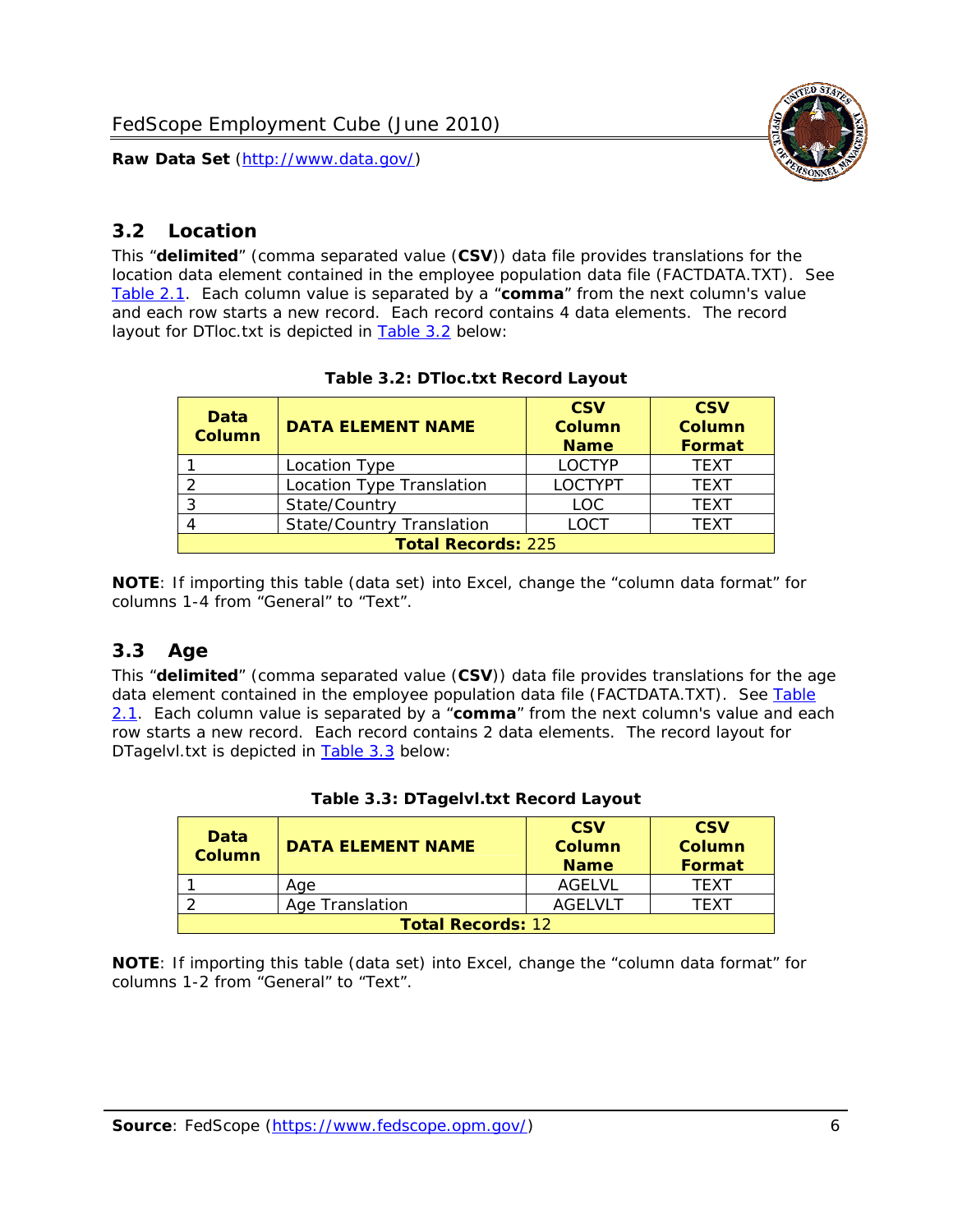## 3.2 Location

This "**delimited**" (comma separated value (**CSV**)) data file provides translations for the location data element contained in the employee population data file (FACTDATA.TXT). See Table 2.1. Each column value is separated by a "**comma**" from the next column's value and each row starts a new record. Each record contains 4 data elements. The record layout for DTloc.txt is depicted in Table 3.2 below:

**Table 3.2: DTloc.txt Record Layout**

| Data Column | DATA ELEMENT NAME | CSV Column Name | CSV Column Format |
|---|---|---|---|
| 1 | Location Type | LOCTYP | TEXT |
| 2 | Location Type Translation | LOCTYPT | TEXT |
| 3 | State/Country | LOC | TEXT |
| 4 | State/Country Translation | LOCT | TEXT |
| **Total Records:** 225 | | | |

**NOTE**: If importing this table (data set) into Excel, change the "column data format" for columns 1-4 from "General" to "Text".

## 3.3 Age

This "**delimited**" (comma separated value (**CSV**)) data file provides translations for the age data element contained in the employee population data file (FACTDATA.TXT). See Table 2.1. Each column value is separated by a "**comma**" from the next column's value and each row starts a new record. Each record contains 2 data elements. The record layout for DTagelvl.txt is depicted in Table 3.3 below:

**Table 3.3: DTagelvl.txt Record Layout**

| Data Column | DATA ELEMENT NAME | CSV Column Name | CSV Column Format |
|---|---|---|---|
| 1 | Age | AGELVL | TEXT |
| 2 | Age Translation | AGELVLT | TEXT |
| **Total Records:** 12 | | | |

**NOTE**: If importing this table (data set) into Excel, change the "column data format" for columns 1-2 from "General" to "Text".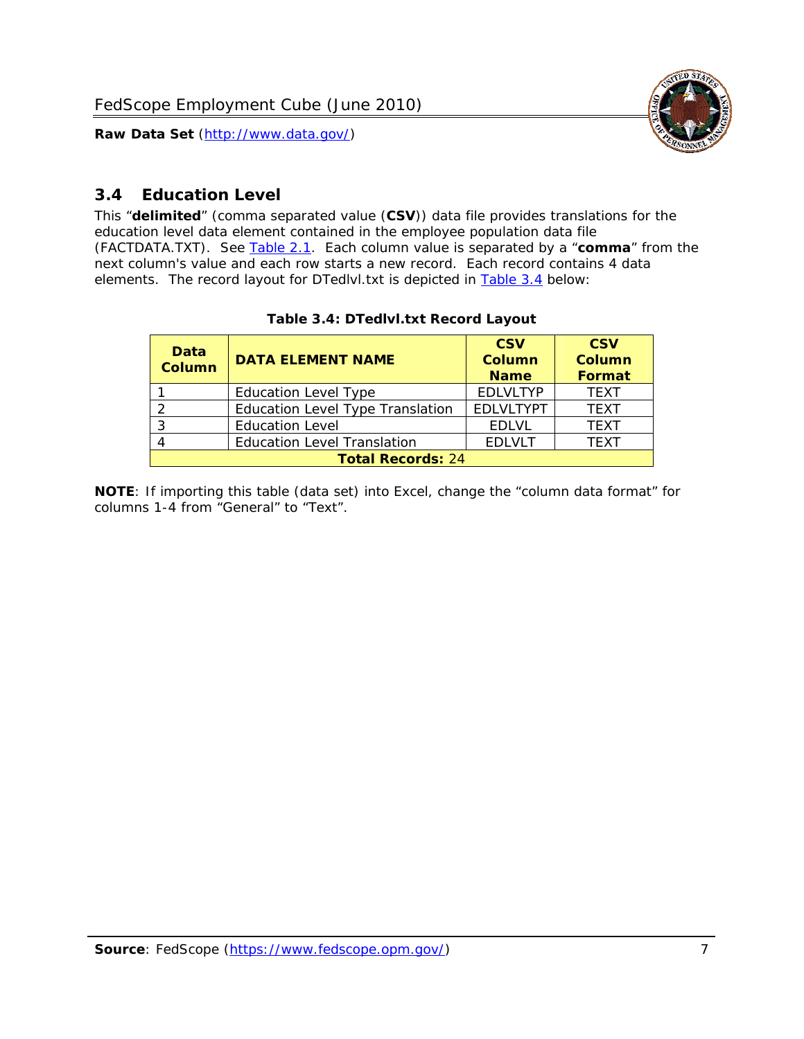## 3.4 Education Level

This "**delimited**" (comma separated value (**CSV**)) data file provides translations for the education level data element contained in the employee population data file (FACTDATA.TXT). See Table 2.1. Each column value is separated by a "**comma**" from the next column's value and each row starts a new record. Each record contains 4 data elements. The record layout for DTedlvl.txt is depicted in Table 3.4 below:

**Table 3.4: DTedlvl.txt Record Layout**

| Data Column | DATA ELEMENT NAME | CSV Column Name | CSV Column Format |
|---|---|---|---|
| 1 | Education Level Type | EDLVLTYP | TEXT |
| 2 | Education Level Type Translation | EDLVLTYPT | TEXT |
| 3 | Education Level | EDLVL | TEXT |
| 4 | Education Level Translation | EDLVLT | TEXT |
| **Total Records:** 24 | | | |

**NOTE**: If importing this table (data set) into Excel, change the "column data format" for columns 1-4 from "General" to "Text".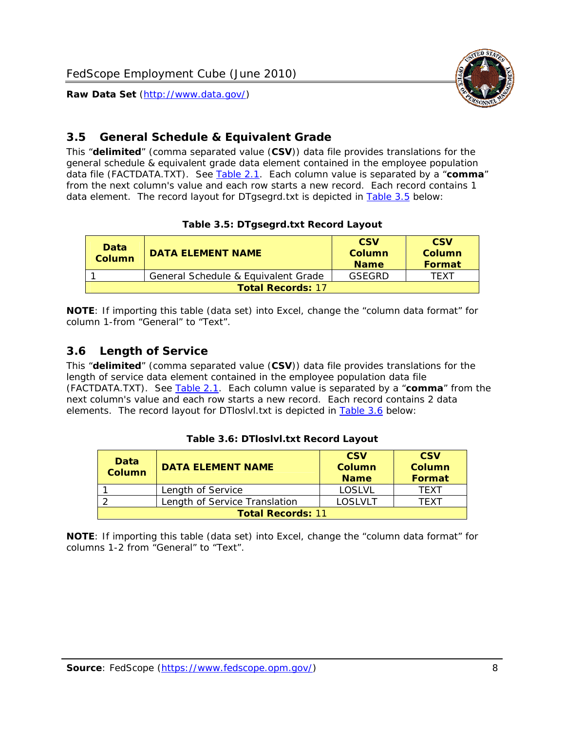## 3.5 General Schedule & Equivalent Grade

This "**delimited**" (comma separated value (**CSV**)) data file provides translations for the general schedule & equivalent grade data element contained in the employee population data file (FACTDATA.TXT). See Table 2.1. Each column value is separated by a "**comma**" from the next column's value and each row starts a new record. Each record contains 1 data element. The record layout for DTgsegrd.txt is depicted in Table 3.5 below:

**Table 3.5: DTgsegrd.txt Record Layout**

| Data Column | DATA ELEMENT NAME | CSV Column Name | CSV Column Format |
|---|---|---|---|
| 1 | General Schedule & Equivalent Grade | GSEGRD | TEXT |
| **Total Records:** 17 | | | |

**NOTE**: If importing this table (data set) into Excel, change the "column data format" for column 1-from "General" to "Text".

## 3.6 Length of Service

This "**delimited**" (comma separated value (**CSV**)) data file provides translations for the length of service data element contained in the employee population data file (FACTDATA.TXT). See Table 2.1. Each column value is separated by a "**comma**" from the next column's value and each row starts a new record. Each record contains 2 data elements. The record layout for DTloslvl.txt is depicted in Table 3.6 below:

**Table 3.6: DTloslvl.txt Record Layout**

| Data Column | DATA ELEMENT NAME | CSV Column Name | CSV Column Format |
|---|---|---|---|
| 1 | Length of Service | LOSLVL | TEXT |
| 2 | Length of Service Translation | LOSLVLT | TEXT |
| **Total Records:** 11 | | | |

**NOTE**: If importing this table (data set) into Excel, change the "column data format" for columns 1-2 from "General" to "Text".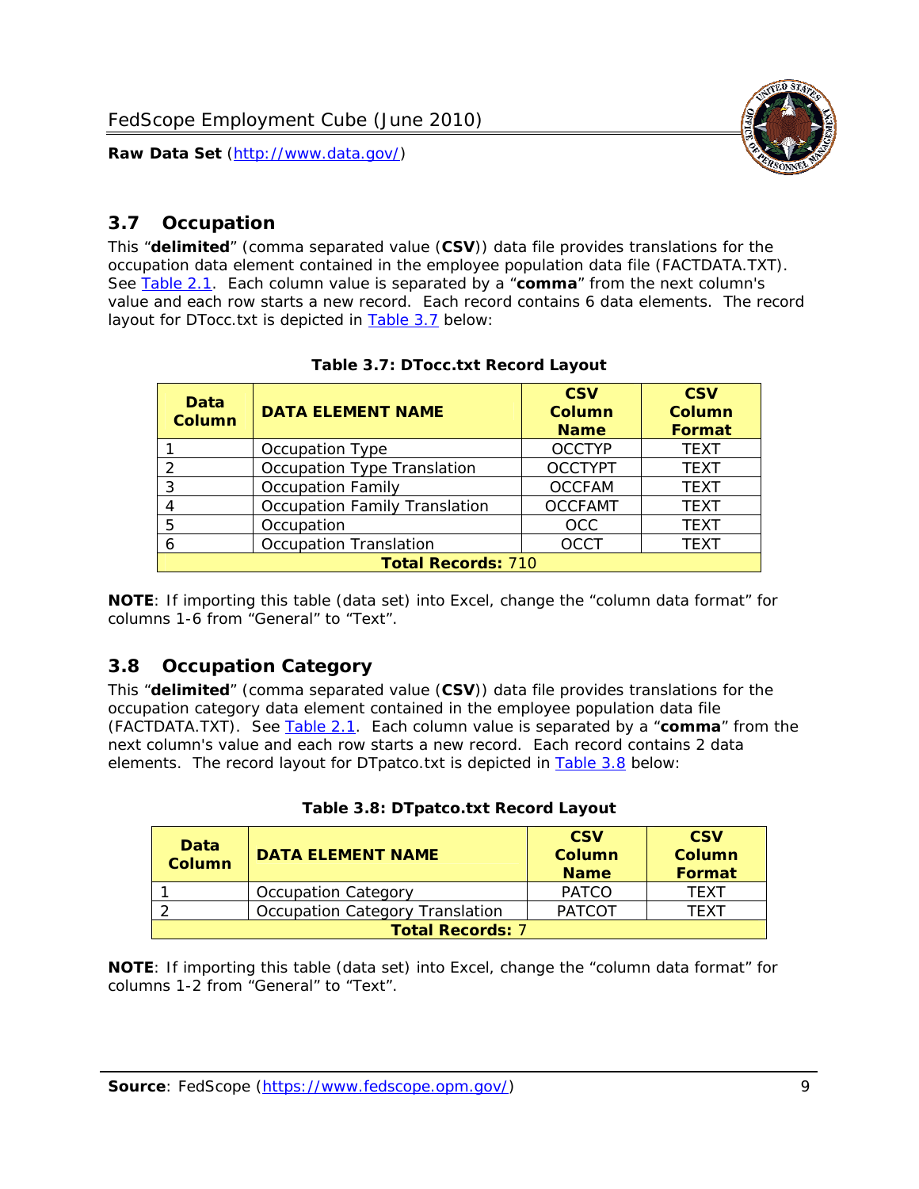## 3.7 Occupation

This "**delimited**" (comma separated value (**CSV**)) data file provides translations for the occupation data element contained in the employee population data file (FACTDATA.TXT). See Table 2.1. Each column value is separated by a "**comma**" from the next column's value and each row starts a new record. Each record contains 6 data elements. The record layout for DTocc.txt is depicted in Table 3.7 below:

**Table 3.7: DTocc.txt Record Layout**

| Data Column | DATA ELEMENT NAME | CSV Column Name | CSV Column Format |
|---|---|---|---|
| 1 | Occupation Type | OCCTYP | TEXT |
| 2 | Occupation Type Translation | OCCTYPT | TEXT |
| 3 | Occupation Family | OCCFAM | TEXT |
| 4 | Occupation Family Translation | OCCFAMT | TEXT |
| 5 | Occupation | OCC | TEXT |
| 6 | Occupation Translation | OCCT | TEXT |
| **Total Records:** 710 | | | |

**NOTE**: If importing this table (data set) into Excel, change the "column data format" for columns 1-6 from "General" to "Text".

## 3.8 Occupation Category

This "**delimited**" (comma separated value (**CSV**)) data file provides translations for the occupation category data element contained in the employee population data file (FACTDATA.TXT). See Table 2.1. Each column value is separated by a "**comma**" from the next column's value and each row starts a new record. Each record contains 2 data elements. The record layout for DTpatco.txt is depicted in Table 3.8 below:

**Table 3.8: DTpatco.txt Record Layout**

| Data Column | DATA ELEMENT NAME | CSV Column Name | CSV Column Format |
|---|---|---|---|
| 1 | Occupation Category | PATCO | TEXT |
| 2 | Occupation Category Translation | PATCOT | TEXT |
| **Total Records:** 7 | | | |

**NOTE**: If importing this table (data set) into Excel, change the "column data format" for columns 1-2 from "General" to "Text".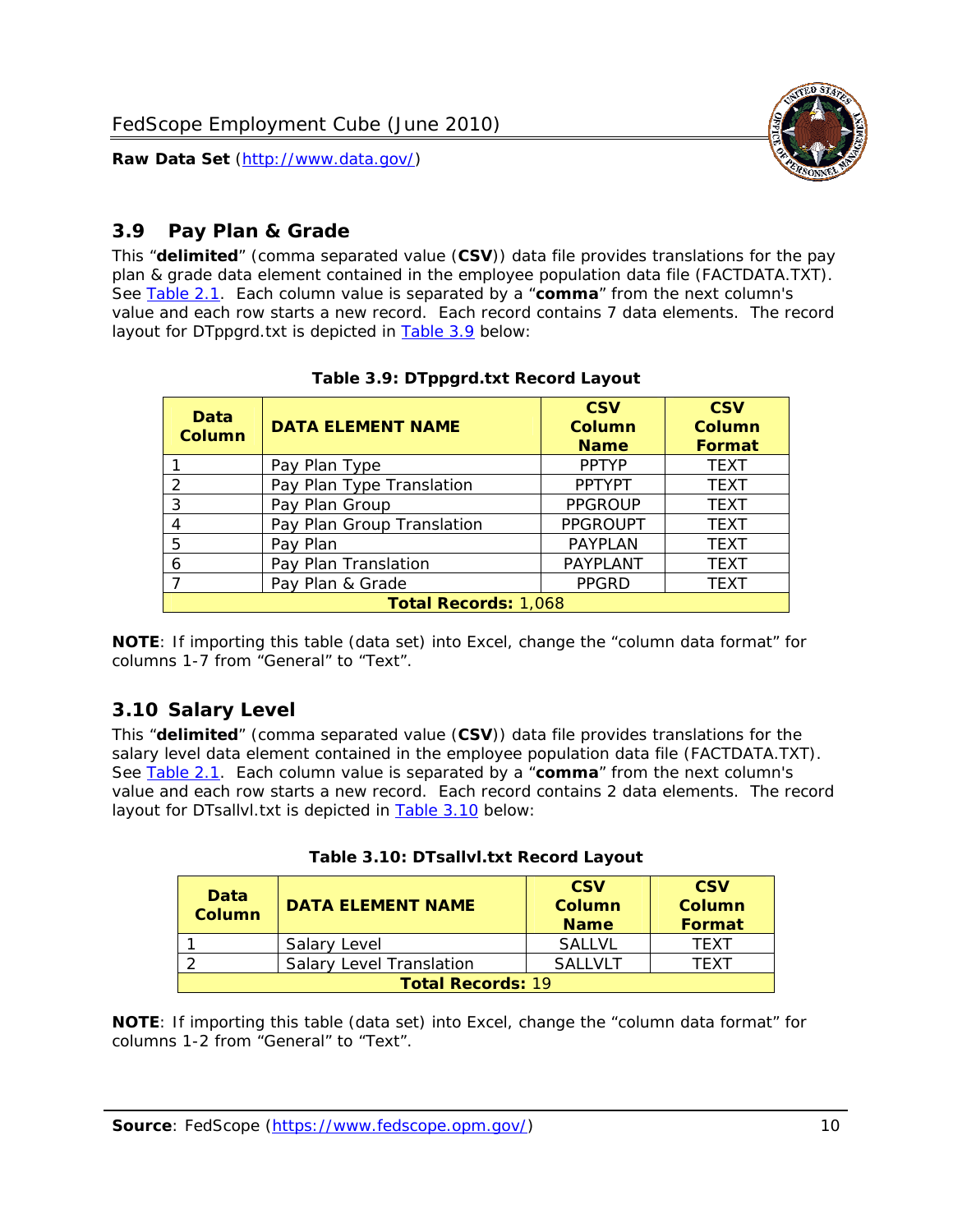## 3.9 Pay Plan & Grade

This "**delimited**" (comma separated value (**CSV**)) data file provides translations for the pay plan & grade data element contained in the employee population data file (FACTDATA.TXT). See Table 2.1. Each column value is separated by a "**comma**" from the next column's value and each row starts a new record. Each record contains 7 data elements. The record layout for DTppgrd.txt is depicted in Table 3.9 below:

**Table 3.9: DTppgrd.txt Record Layout**

| Data Column | DATA ELEMENT NAME | CSV Column Name | CSV Column Format |
|---|---|---|---|
| 1 | Pay Plan Type | PPTYP | TEXT |
| 2 | Pay Plan Type Translation | PPTYPT | TEXT |
| 3 | Pay Plan Group | PPGROUP | TEXT |
| 4 | Pay Plan Group Translation | PPGROUPT | TEXT |
| 5 | Pay Plan | PAYPLAN | TEXT |
| 6 | Pay Plan Translation | PAYPLANT | TEXT |
| 7 | Pay Plan & Grade | PPGRD | TEXT |
| **Total Records:** 1,068 | | | |

**NOTE**: If importing this table (data set) into Excel, change the "column data format" for columns 1-7 from "General" to "Text".

## 3.10 Salary Level

This "**delimited**" (comma separated value (**CSV**)) data file provides translations for the salary level data element contained in the employee population data file (FACTDATA.TXT). See Table 2.1. Each column value is separated by a "**comma**" from the next column's value and each row starts a new record. Each record contains 2 data elements. The record layout for DTsallvl.txt is depicted in Table 3.10 below:

**Table 3.10: DTsallvl.txt Record Layout**

| Data Column | DATA ELEMENT NAME | CSV Column Name | CSV Column Format |
|---|---|---|---|
| 1 | Salary Level | SALLVL | TEXT |
| 2 | Salary Level Translation | SALLVLT | TEXT |
| **Total Records:** 19 | | | |

**NOTE**: If importing this table (data set) into Excel, change the "column data format" for columns 1-2 from "General" to "Text".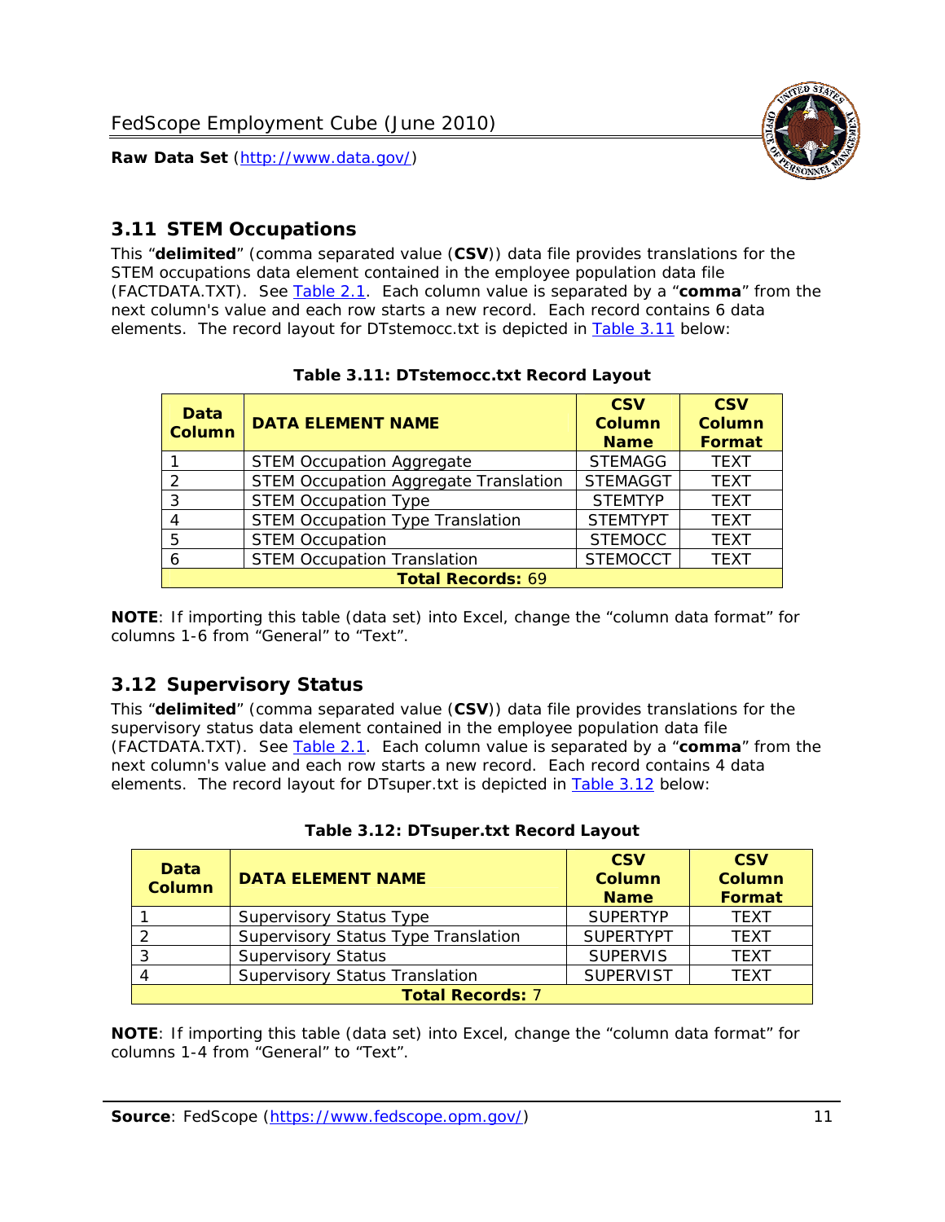## 3.11 STEM Occupations

This "**delimited**" (comma separated value (**CSV**)) data file provides translations for the STEM occupations data element contained in the employee population data file (FACTDATA.TXT). See Table 2.1. Each column value is separated by a "**comma**" from the next column's value and each row starts a new record. Each record contains 6 data elements. The record layout for DTstemocc.txt is depicted in Table 3.11 below:

**Table 3.11: DTstemocc.txt Record Layout**

| Data Column | DATA ELEMENT NAME | CSV Column Name | CSV Column Format |
|---|---|---|---|
| 1 | STEM Occupation Aggregate | STEMAGG | TEXT |
| 2 | STEM Occupation Aggregate Translation | STEMAGGT | TEXT |
| 3 | STEM Occupation Type | STEMTYP | TEXT |
| 4 | STEM Occupation Type Translation | STEMTYPT | TEXT |
| 5 | STEM Occupation | STEMOCC | TEXT |
| 6 | STEM Occupation Translation | STEMOCCT | TEXT |
| **Total Records: 69** | | | |

**NOTE**: If importing this table (data set) into Excel, change the "column data format" for columns 1-6 from "General" to "Text".

## 3.12 Supervisory Status

This "**delimited**" (comma separated value (**CSV**)) data file provides translations for the supervisory status data element contained in the employee population data file (FACTDATA.TXT). See Table 2.1. Each column value is separated by a "**comma**" from the next column's value and each row starts a new record. Each record contains 4 data elements. The record layout for DTsuper.txt is depicted in Table 3.12 below:

**Table 3.12: DTsuper.txt Record Layout**

| Data Column | DATA ELEMENT NAME | CSV Column Name | CSV Column Format |
|---|---|---|---|
| 1 | Supervisory Status Type | SUPERTYP | TEXT |
| 2 | Supervisory Status Type Translation | SUPERTYPT | TEXT |
| 3 | Supervisory Status | SUPERVIS | TEXT |
| 4 | Supervisory Status Translation | SUPERVIST | TEXT |
| **Total Records: 7** | | | |

**NOTE**: If importing this table (data set) into Excel, change the "column data format" for columns 1-4 from "General" to "Text".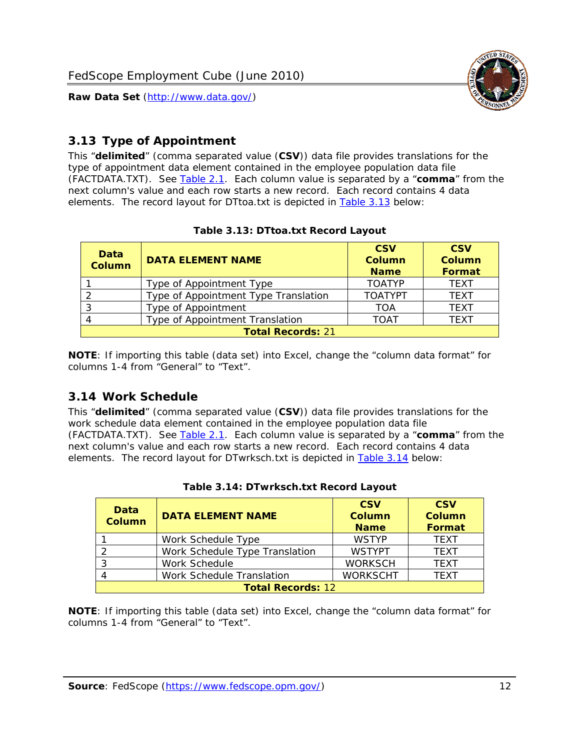## 3.13 Type of Appointment

This "**delimited**" (comma separated value (**CSV**)) data file provides translations for the type of appointment data element contained in the employee population data file (FACTDATA.TXT). See Table 2.1. Each column value is separated by a "**comma**" from the next column's value and each row starts a new record. Each record contains 4 data elements. The record layout for DTtoa.txt is depicted in Table 3.13 below:

**Table 3.13: DTtoa.txt Record Layout**

| Data Column | DATA ELEMENT NAME | CSV Column Name | CSV Column Format |
|---|---|---|---|
| 1 | Type of Appointment Type | TOATYP | TEXT |
| 2 | Type of Appointment Type Translation | TOATYPT | TEXT |
| 3 | Type of Appointment | TOA | TEXT |
| 4 | Type of Appointment Translation | TOAT | TEXT |
| **Total Records:** 21 | | | |

**NOTE**: If importing this table (data set) into Excel, change the "column data format" for columns 1-4 from "General" to "Text".

## 3.14 Work Schedule

This "**delimited**" (comma separated value (**CSV**)) data file provides translations for the work schedule data element contained in the employee population data file (FACTDATA.TXT). See Table 2.1. Each column value is separated by a "**comma**" from the next column's value and each row starts a new record. Each record contains 4 data elements. The record layout for DTwrksch.txt is depicted in Table 3.14 below:

**Table 3.14: DTwrksch.txt Record Layout**

| Data Column | DATA ELEMENT NAME | CSV Column Name | CSV Column Format |
|---|---|---|---|
| 1 | Work Schedule Type | WSTYP | TEXT |
| 2 | Work Schedule Type Translation | WSTYPT | TEXT |
| 3 | Work Schedule | WORKSCH | TEXT |
| 4 | Work Schedule Translation | WORKSCHT | TEXT |
| **Total Records:** 12 | | | |

**NOTE**: If importing this table (data set) into Excel, change the "column data format" for columns 1-4 from "General" to "Text".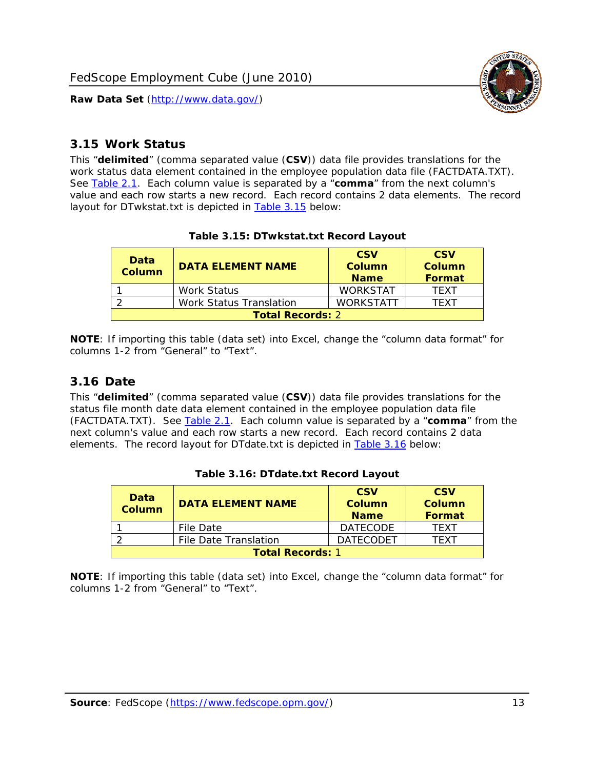## 3.15 Work Status

This "**delimited**" (comma separated value (**CSV**)) data file provides translations for the work status data element contained in the employee population data file (FACTDATA.TXT). See Table 2.1. Each column value is separated by a "**comma**" from the next column's value and each row starts a new record. Each record contains 2 data elements. The record layout for DTwkstat.txt is depicted in Table 3.15 below:

**Table 3.15: DTwkstat.txt Record Layout**

| Data Column | DATA ELEMENT NAME | CSV Column Name | CSV Column Format |
|---|---|---|---|
| 1 | Work Status | WORKSTAT | TEXT |
| 2 | Work Status Translation | WORKSTATT | TEXT |
| **Total Records:** 2 | | | |

**NOTE**: If importing this table (data set) into Excel, change the "column data format" for columns 1-2 from "General" to "Text".

## 3.16 Date

This "**delimited**" (comma separated value (**CSV**)) data file provides translations for the status file month date data element contained in the employee population data file (FACTDATA.TXT). See Table 2.1. Each column value is separated by a "**comma**" from the next column's value and each row starts a new record. Each record contains 2 data elements. The record layout for DTdate.txt is depicted in Table 3.16 below:

**Table 3.16: DTdate.txt Record Layout**

| Data Column | DATA ELEMENT NAME | CSV Column Name | CSV Column Format |
|---|---|---|---|
| 1 | File Date | DATECODE | TEXT |
| 2 | File Date Translation | DATECODET | TEXT |
| **Total Records:** 1 | | | |

**NOTE**: If importing this table (data set) into Excel, change the "column data format" for columns 1-2 from "General" to "Text".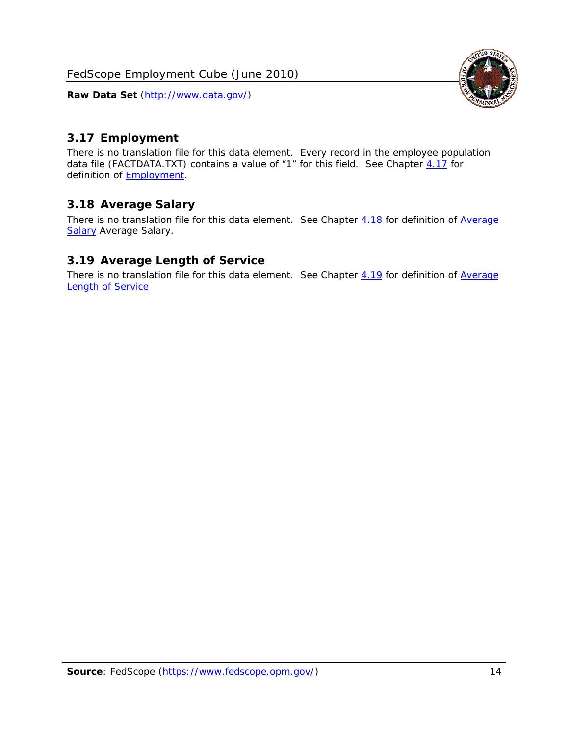## 3.17 Employment

There is no translation file for this data element. Every record in the employee population data file (FACTDATA.TXT) contains a value of "1" for this field. See Chapter 4.17 for definition of Employment.

## 3.18 Average Salary

There is no translation file for this data element. See Chapter 4.18 for definition of Average Salary Average Salary.

## 3.19 Average Length of Service

There is no translation file for this data element. See Chapter 4.19 for definition of Average Length of Service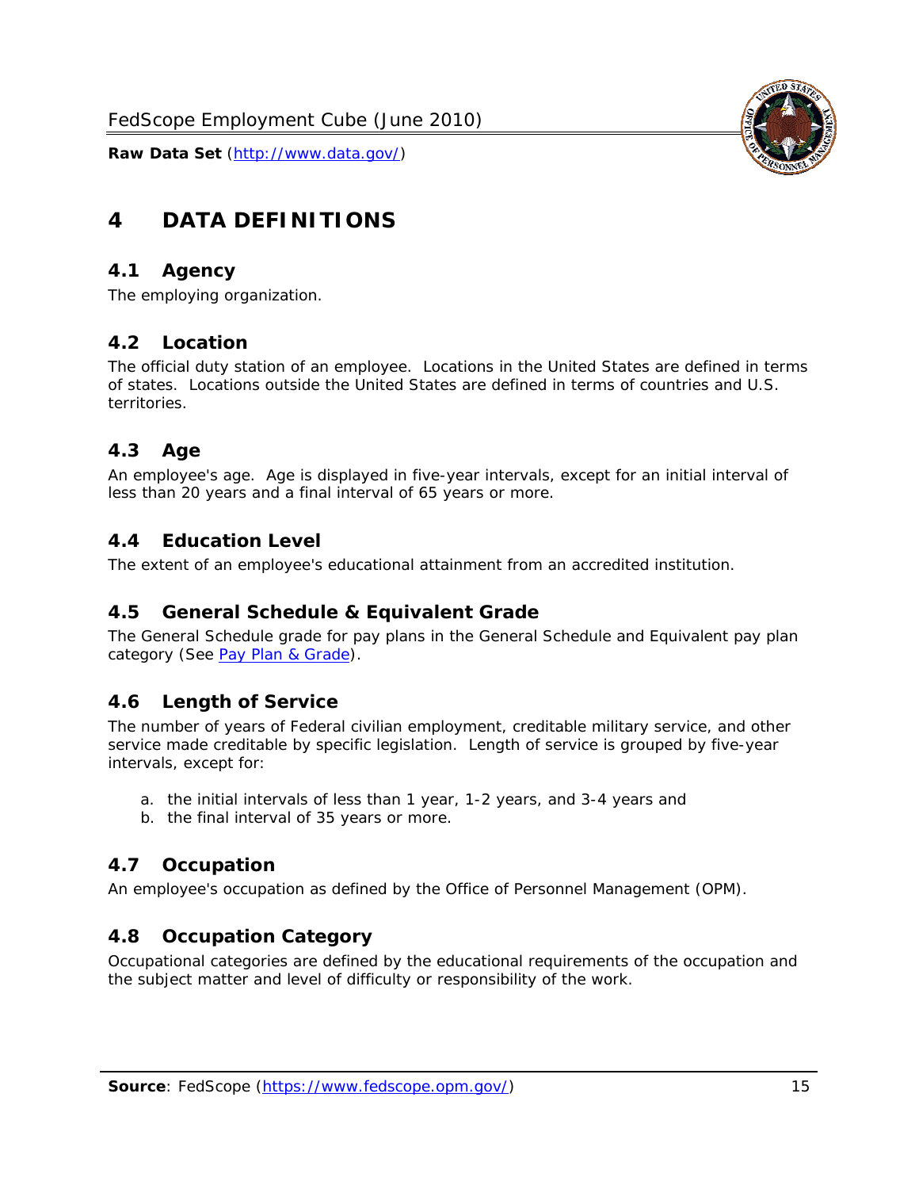# 4 DATA DEFINITIONS

## 4.1 Agency

The employing organization.

## 4.2 Location

The official duty station of an employee. Locations in the United States are defined in terms of states. Locations outside the United States are defined in terms of countries and U.S. territories.

## 4.3 Age

An employee's age. Age is displayed in five-year intervals, except for an initial interval of less than 20 years and a final interval of 65 years or more.

## 4.4 Education Level

The extent of an employee's educational attainment from an accredited institution.

## 4.5 General Schedule & Equivalent Grade

The General Schedule grade for pay plans in the General Schedule and Equivalent pay plan category (See Pay Plan & Grade).

## 4.6 Length of Service

The number of years of Federal civilian employment, creditable military service, and other service made creditable by specific legislation. Length of service is grouped by five-year intervals, except for:

a. the initial intervals of less than 1 year, 1-2 years, and 3-4 years and
b. the final interval of 35 years or more.

## 4.7 Occupation

An employee's occupation as defined by the Office of Personnel Management (OPM).

## 4.8 Occupation Category

Occupational categories are defined by the educational requirements of the occupation and the subject matter and level of difficulty or responsibility of the work.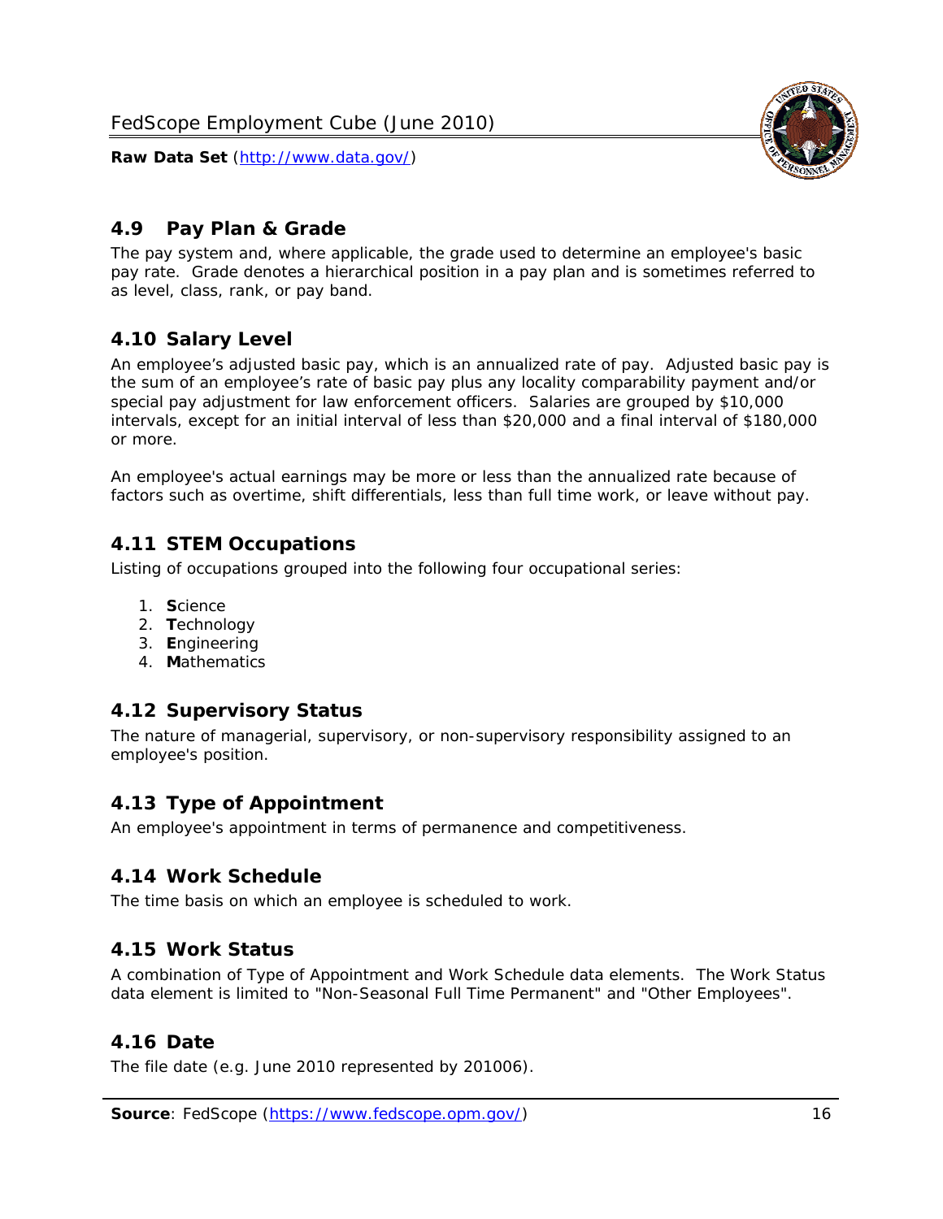## 4.9 Pay Plan & Grade

The pay system and, where applicable, the grade used to determine an employee's basic pay rate. Grade denotes a hierarchical position in a pay plan and is sometimes referred to as level, class, rank, or pay band.

## 4.10 Salary Level

An employee's adjusted basic pay, which is an annualized rate of pay. Adjusted basic pay is the sum of an employee's rate of basic pay plus any locality comparability payment and/or special pay adjustment for law enforcement officers. Salaries are grouped by $10,000 intervals, except for an initial interval of less than $20,000 and a final interval of $180,000 or more.

An employee's actual earnings may be more or less than the annualized rate because of factors such as overtime, shift differentials, less than full time work, or leave without pay.

## 4.11 STEM Occupations

Listing of occupations grouped into the following four occupational series:

1. **S**cience
2. **T**echnology
3. **E**ngineering
4. **M**athematics

## 4.12 Supervisory Status

The nature of managerial, supervisory, or non-supervisory responsibility assigned to an employee's position.

## 4.13 Type of Appointment

An employee's appointment in terms of permanence and competitiveness.

## 4.14 Work Schedule

The time basis on which an employee is scheduled to work.

## 4.15 Work Status

A combination of Type of Appointment and Work Schedule data elements. The Work Status data element is limited to "Non-Seasonal Full Time Permanent" and "Other Employees".

## 4.16 Date

The file date (e.g. June 2010 represented by 201006).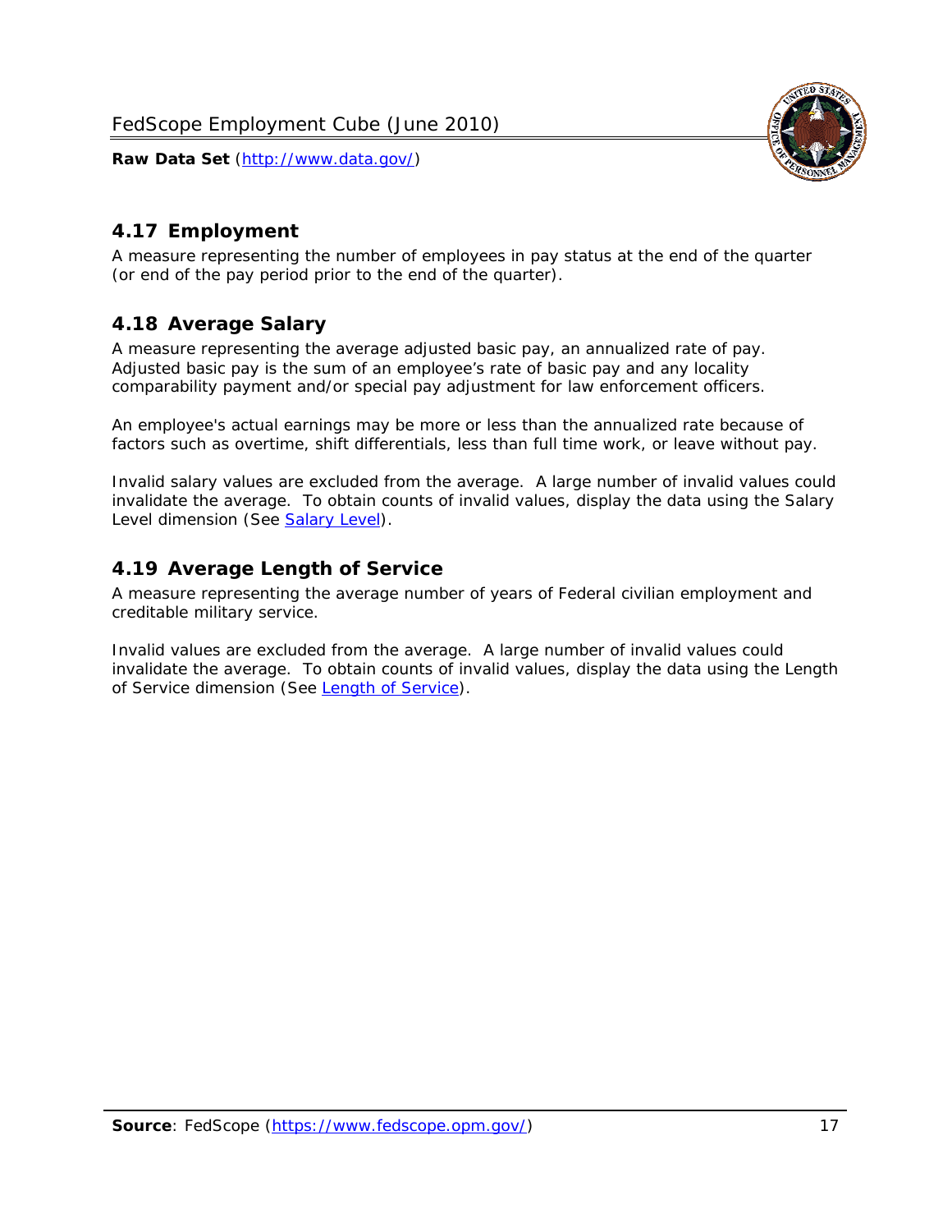## 4.17 Employment

A measure representing the number of employees in pay status at the end of the quarter (or end of the pay period prior to the end of the quarter).

## 4.18 Average Salary

A measure representing the average adjusted basic pay, an annualized rate of pay. Adjusted basic pay is the sum of an employee's rate of basic pay and any locality comparability payment and/or special pay adjustment for law enforcement officers.

An employee's actual earnings may be more or less than the annualized rate because of factors such as overtime, shift differentials, less than full time work, or leave without pay.

Invalid salary values are excluded from the average. A large number of invalid values could invalidate the average. To obtain counts of invalid values, display the data using the Salary Level dimension (See Salary Level).

## 4.19 Average Length of Service

A measure representing the average number of years of Federal civilian employment and creditable military service.

Invalid values are excluded from the average. A large number of invalid values could invalidate the average. To obtain counts of invalid values, display the data using the Length of Service dimension (See Length of Service).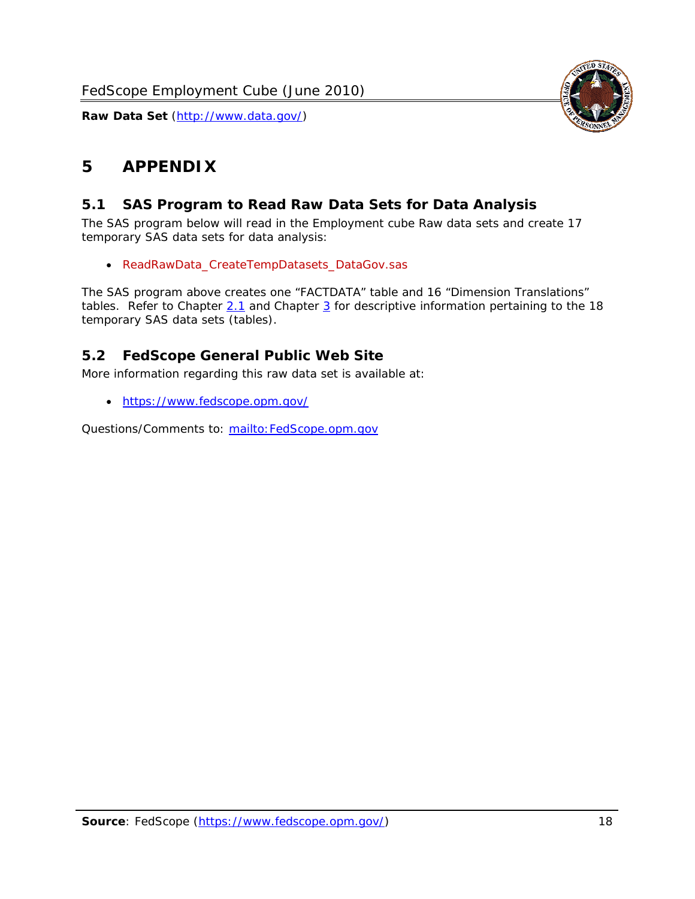# 5 APPENDIX

## 5.1 SAS Program to Read Raw Data Sets for Data Analysis

The SAS program below will read in the Employment cube Raw data sets and create 17 temporary SAS data sets for data analysis:

- ReadRawData_CreateTempDatasets_DataGov.sas

The SAS program above creates one "FACTDATA" table and 16 "Dimension Translations" tables. Refer to Chapter 2.1 and Chapter 3 for descriptive information pertaining to the 18 temporary SAS data sets (tables).

## 5.2 FedScope General Public Web Site

More information regarding this raw data set is available at:

- https://www.fedscope.opm.gov/

Questions/Comments to: mailto:FedScope.opm.gov